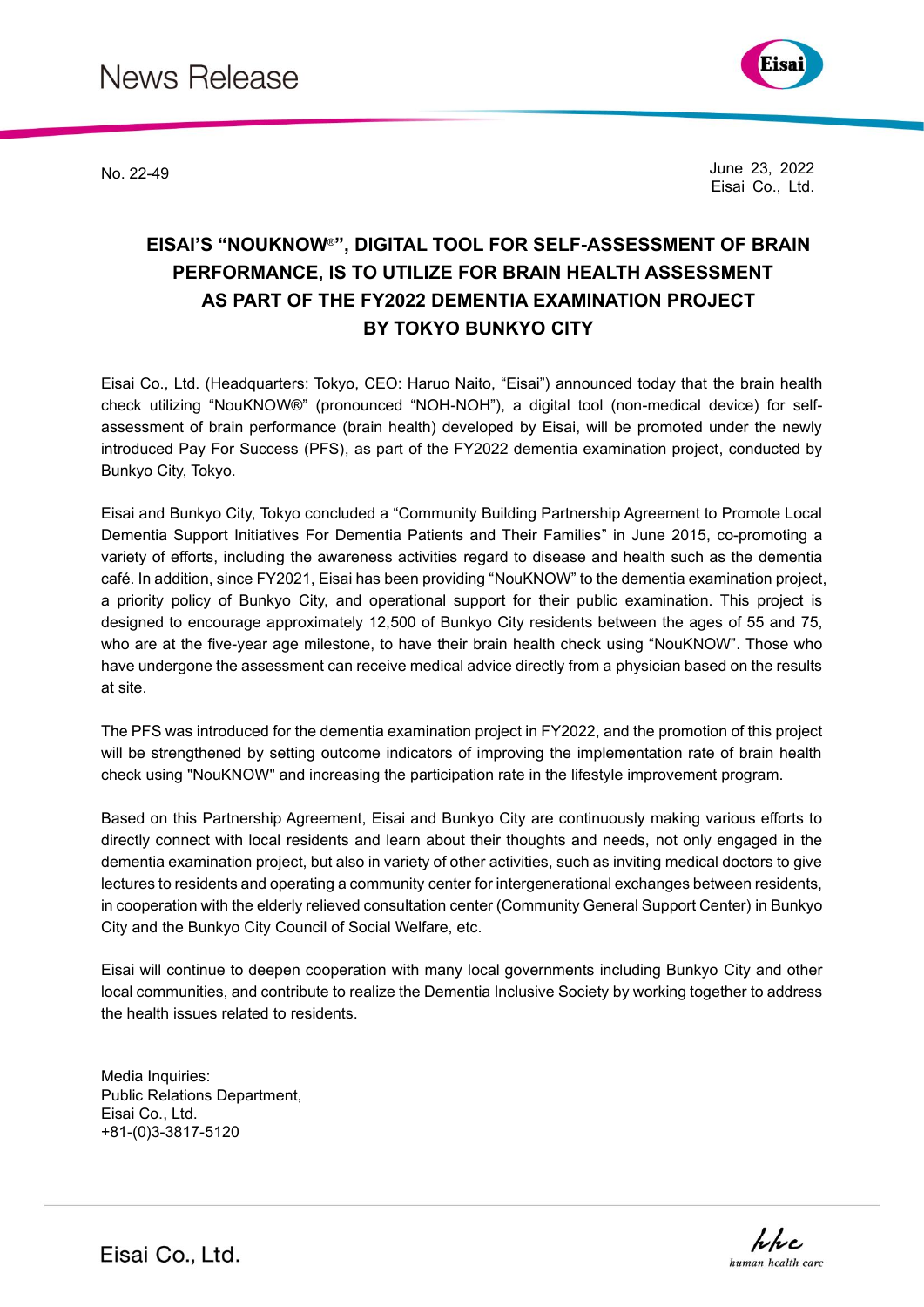News Release

No. 22-49

June 23, 2022
Eisai Co., Ltd.

# EISAI'S "NOUKNOW®", DIGITAL TOOL FOR SELF-ASSESSMENT OF BRAIN PERFORMANCE, IS TO UTILIZE FOR BRAIN HEALTH ASSESSMENT AS PART OF THE FY2022 DEMENTIA EXAMINATION PROJECT BY TOKYO BUNKYO CITY

Eisai Co., Ltd. (Headquarters: Tokyo, CEO: Haruo Naito, "Eisai") announced today that the brain health check utilizing "NouKNOW®" (pronounced "NOH-NOH"), a digital tool (non-medical device) for self-assessment of brain performance (brain health) developed by Eisai, will be promoted under the newly introduced Pay For Success (PFS), as part of the FY2022 dementia examination project, conducted by Bunkyo City, Tokyo.

Eisai and Bunkyo City, Tokyo concluded a "Community Building Partnership Agreement to Promote Local Dementia Support Initiatives For Dementia Patients and Their Families" in June 2015, co-promoting a variety of efforts, including the awareness activities regard to disease and health such as the dementia café. In addition, since FY2021, Eisai has been providing "NouKNOW" to the dementia examination project, a priority policy of Bunkyo City, and operational support for their public examination. This project is designed to encourage approximately 12,500 of Bunkyo City residents between the ages of 55 and 75, who are at the five-year age milestone, to have their brain health check using "NouKNOW". Those who have undergone the assessment can receive medical advice directly from a physician based on the results at site.

The PFS was introduced for the dementia examination project in FY2022, and the promotion of this project will be strengthened by setting outcome indicators of improving the implementation rate of brain health check using "NouKNOW" and increasing the participation rate in the lifestyle improvement program.

Based on this Partnership Agreement, Eisai and Bunkyo City are continuously making various efforts to directly connect with local residents and learn about their thoughts and needs, not only engaged in the dementia examination project, but also in variety of other activities, such as inviting medical doctors to give lectures to residents and operating a community center for intergenerational exchanges between residents, in cooperation with the elderly relieved consultation center (Community General Support Center) in Bunkyo City and the Bunkyo City Council of Social Welfare, etc.

Eisai will continue to deepen cooperation with many local governments including Bunkyo City and other local communities, and contribute to realize the Dementia Inclusive Society by working together to address the health issues related to residents.

Media Inquiries:
Public Relations Department,
Eisai Co., Ltd.
+81-(0)3-3817-5120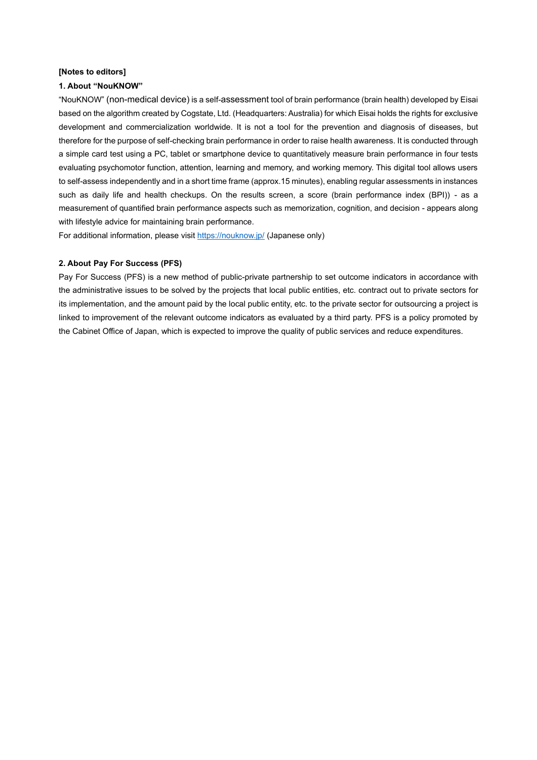**[Notes to editors]**

**1. About "NouKNOW"**

"NouKNOW" (non-medical device) is a self-assessment tool of brain performance (brain health) developed by Eisai based on the algorithm created by Cogstate, Ltd. (Headquarters: Australia) for which Eisai holds the rights for exclusive development and commercialization worldwide. It is not a tool for the prevention and diagnosis of diseases, but therefore for the purpose of self-checking brain performance in order to raise health awareness. It is conducted through a simple card test using a PC, tablet or smartphone device to quantitatively measure brain performance in four tests evaluating psychomotor function, attention, learning and memory, and working memory. This digital tool allows users to self-assess independently and in a short time frame (approx.15 minutes), enabling regular assessments in instances such as daily life and health checkups. On the results screen, a score (brain performance index (BPI)) - as a measurement of quantified brain performance aspects such as memorization, cognition, and decision - appears along with lifestyle advice for maintaining brain performance.

For additional information, please visit https://nouknow.jp/ (Japanese only)

**2. About Pay For Success (PFS)**

Pay For Success (PFS) is a new method of public-private partnership to set outcome indicators in accordance with the administrative issues to be solved by the projects that local public entities, etc. contract out to private sectors for its implementation, and the amount paid by the local public entity, etc. to the private sector for outsourcing a project is linked to improvement of the relevant outcome indicators as evaluated by a third party. PFS is a policy promoted by the Cabinet Office of Japan, which is expected to improve the quality of public services and reduce expenditures.